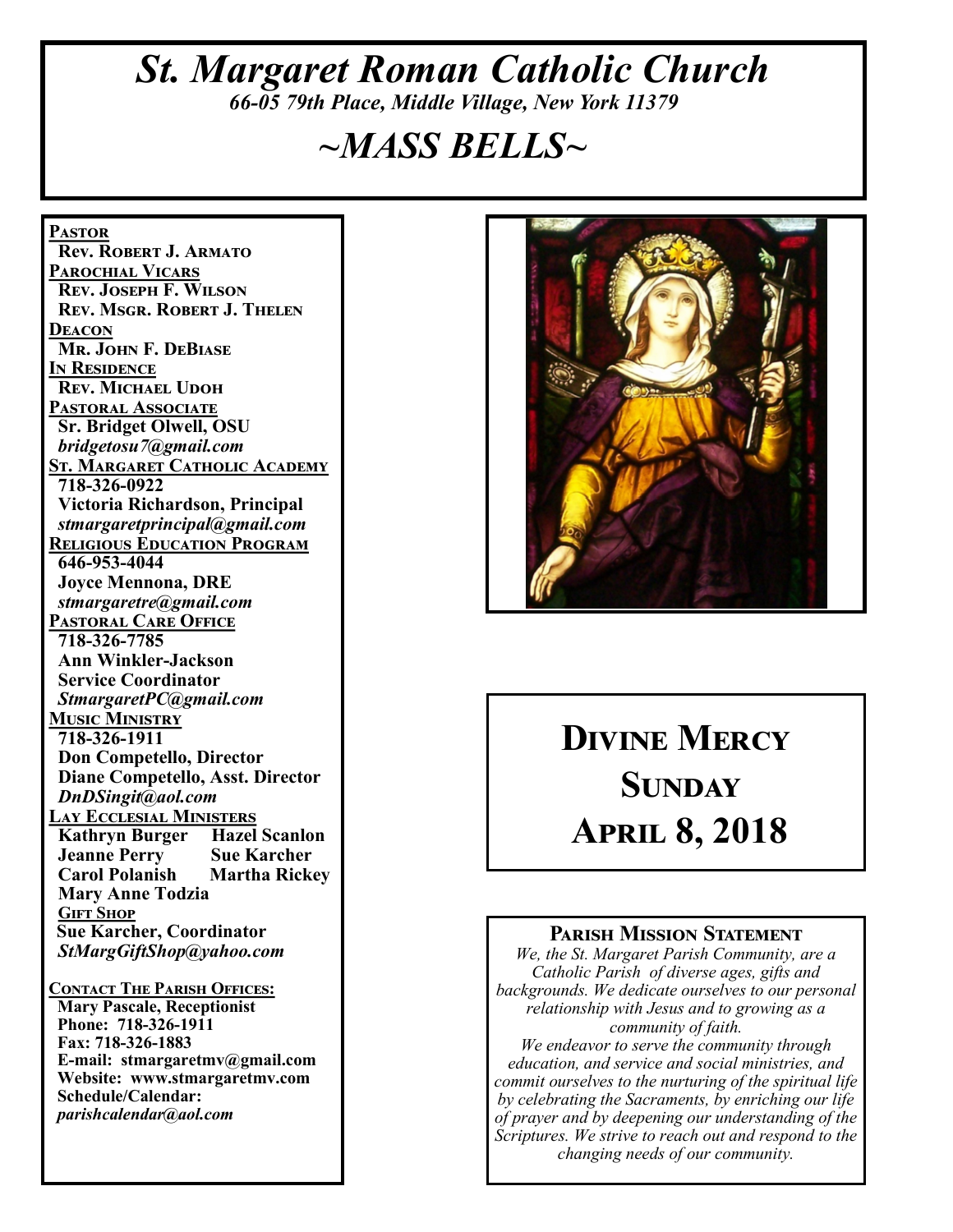# *St. Margaret Roman Catholic Church*

*66-05 79th Place, Middle Village, New York 11379*

# *~MASS BELLS~*

**PASTOR**
**Rev. Robert J. Armato**

**PAROCHIAL VICARS**
**Rev. Joseph F. Wilson**
**Rev. Msgr. Robert J. Thelen**

**DEACON**
**Mr. John F. DeBiase**

**IN RESIDENCE**
**Rev. Michael Udoh**

**PASTORAL ASSOCIATE**
**Sr. Bridget Olwell, OSU**
***bridgetosu7@gmail.com***

**ST. MARGARET CATHOLIC ACADEMY**
**718-326-0922**
**Victoria Richardson, Principal**
***stmargaretprincipal@gmail.com***

**RELIGIOUS EDUCATION PROGRAM**
**646-953-4044**
**Joyce Mennona, DRE**
***stmargaretre@gmail.com***

**PASTORAL CARE OFFICE**
**718-326-7785**
**Ann Winkler-Jackson**
**Service Coordinator**
***StmargaretPC@gmail.com***

**MUSIC MINISTRY**
**718-326-1911**
**Don Competello, Director**
**Diane Competello, Asst. Director**
***DnDSingit@aol.com***

**LAY ECCLESIAL MINISTERS**
**Kathryn Burger**
**Hazel Scanlon**
**Jeanne Perry**
**Sue Karcher**
**Carol Polanish**
**Martha Rickey**
**Mary Anne Todzia**

**GIFT SHOP**
**Sue Karcher, Coordinator**
***StMargGiftShop@yahoo.com***

**CONTACT THE PARISH OFFICES:**
**Mary Pascale, Receptionist**
**Phone: 718-326-1911**
**Fax: 718-326-1883**
**E-mail: stmargaretmv@gmail.com**
**Website: www.stmargaretmv.com**
**Schedule/Calendar:**
***parishcalendar@aol.com***

## Divine Mercy Sunday
## April 8, 2018

### Parish Mission Statement

*We, the St. Margaret Parish Community, are a Catholic Parish of diverse ages, gifts and backgrounds. We dedicate ourselves to our personal relationship with Jesus and to growing as a community of faith.*

*We endeavor to serve the community through education, and service and social ministries, and commit ourselves to the nurturing of the spiritual life by celebrating the Sacraments, by enriching our life of prayer and by deepening our understanding of the Scriptures. We strive to reach out and respond to the changing needs of our community.*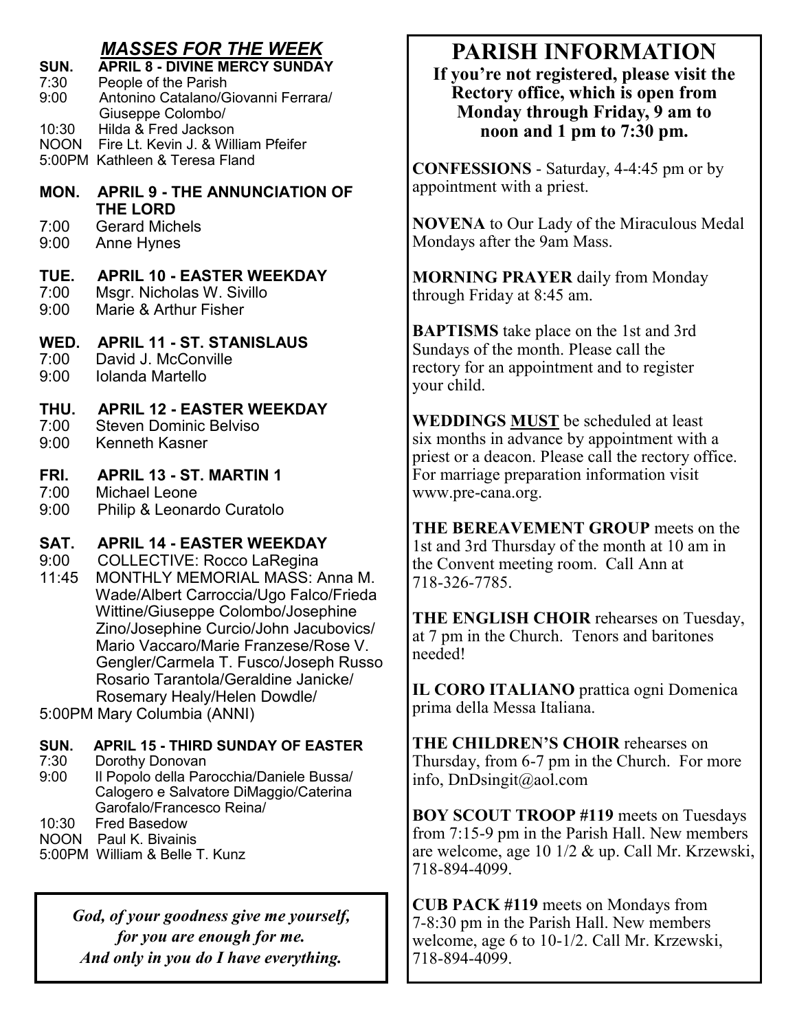## *MASSES FOR THE WEEK*

**SUN. APRIL 8 - DIVINE MERCY SUNDAY**
7:30 People of the Parish
9:00 Antonino Catalano/Giovanni Ferrara/ Giuseppe Colombo/
10:30 Hilda & Fred Jackson
NOON Fire Lt. Kevin J. & William Pfeifer
5:00PM Kathleen & Teresa Fland

**MON. APRIL 9 - THE ANNUNCIATION OF THE LORD**
7:00 Gerard Michels
9:00 Anne Hynes

**TUE. APRIL 10 - EASTER WEEKDAY**
7:00 Msgr. Nicholas W. Sivillo
9:00 Marie & Arthur Fisher

**WED. APRIL 11 - ST. STANISLAUS**
7:00 David J. McConville
9:00 Iolanda Martello

**THU. APRIL 12 - EASTER WEEKDAY**
7:00 Steven Dominic Belviso
9:00 Kenneth Kasner

**FRI. APRIL 13 - ST. MARTIN 1**
7:00 Michael Leone
9:00 Philip & Leonardo Curatolo

**SAT. APRIL 14 - EASTER WEEKDAY**
9:00 COLLECTIVE: Rocco LaRegina
11:45 MONTHLY MEMORIAL MASS: Anna M. Wade/Albert Carroccia/Ugo Falco/Frieda Wittine/Giuseppe Colombo/Josephine Zino/Josephine Curcio/John Jacubovics/ Mario Vaccaro/Marie Franzese/Rose V. Gengler/Carmela T. Fusco/Joseph Russo Rosario Tarantola/Geraldine Janicke/ Rosemary Healy/Helen Dowdle/
5:00PM Mary Columbia (ANNI)

**SUN. APRIL 15 - THIRD SUNDAY OF EASTER**
7:30 Dorothy Donovan
9:00 Il Popolo della Parocchia/Daniele Bussa/ Calogero e Salvatore DiMaggio/Caterina Garofalo/Francesco Reina/
10:30 Fred Basedow
NOON Paul K. Bivainis
5:00PM William & Belle T. Kunz

***God, of your goodness give me yourself,***
***for you are enough for me.***
***And only in you do I have everything.***

# PARISH INFORMATION

**If you're not registered, please visit the Rectory office, which is open from Monday through Friday, 9 am to noon and 1 pm to 7:30 pm.**

**CONFESSIONS** - Saturday, 4-4:45 pm or by appointment with a priest.

**NOVENA** to Our Lady of the Miraculous Medal Mondays after the 9am Mass.

**MORNING PRAYER** daily from Monday through Friday at 8:45 am.

**BAPTISMS** take place on the 1st and 3rd Sundays of the month. Please call the rectory for an appointment and to register your child.

**WEDDINGS <u>MUST</u>** be scheduled at least six months in advance by appointment with a priest or a deacon. Please call the rectory office. For marriage preparation information visit www.pre-cana.org.

**THE BEREAVEMENT GROUP** meets on the 1st and 3rd Thursday of the month at 10 am in the Convent meeting room. Call Ann at 718-326-7785.

**THE ENGLISH CHOIR** rehearses on Tuesday, at 7 pm in the Church. Tenors and baritones needed!

**IL CORO ITALIANO** prattica ogni Domenica prima della Messa Italiana.

**THE CHILDREN'S CHOIR** rehearses on Thursday, from 6-7 pm in the Church. For more info, DnDsingit@aol.com

**BOY SCOUT TROOP #119** meets on Tuesdays from 7:15-9 pm in the Parish Hall. New members are welcome, age 10 1/2 & up. Call Mr. Krzewski, 718-894-4099.

**CUB PACK #119** meets on Mondays from 7-8:30 pm in the Parish Hall. New members welcome, age 6 to 10-1/2. Call Mr. Krzewski, 718-894-4099.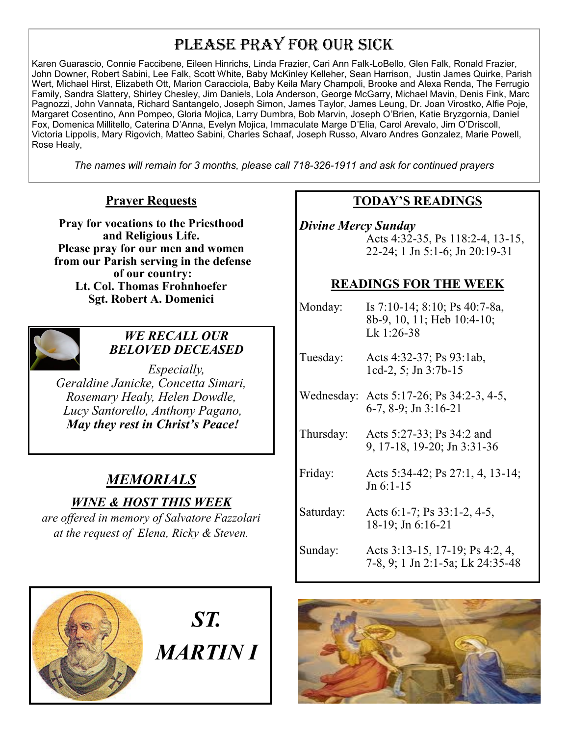# PLEASE PRAY FOR OUR SICK

Karen Guarascio, Connie Faccibene, Eileen Hinrichs, Linda Frazier, Cari Ann Falk-LoBello, Glen Falk, Ronald Frazier, John Downer, Robert Sabini, Lee Falk, Scott White, Baby McKinley Kelleher, Sean Harrison, Justin James Quirke, Parish Wert, Michael Hirst, Elizabeth Ott, Marion Caracciola, Baby Keila Mary Champoli, Brooke and Alexa Renda, The Ferrugio Family, Sandra Slattery, Shirley Chesley, Jim Daniels, Lola Anderson, George McGarry, Michael Mavin, Denis Fink, Marc Pagnozzi, John Vannata, Richard Santangelo, Joseph Simon, James Taylor, James Leung, Dr. Joan Virostko, Alfie Poje, Margaret Cosentino, Ann Pompeo, Gloria Mojica, Larry Dumbra, Bob Marvin, Joseph O'Brien, Katie Bryzgornia, Daniel Fox, Domenica Millitello, Caterina D'Anna, Evelyn Mojica, Immaculate Marge D'Elia, Carol Arevalo, Jim O'Driscoll, Victoria Lippolis, Mary Rigovich, Matteo Sabini, Charles Schaaf, Joseph Russo, Alvaro Andres Gonzalez, Marie Powell, Rose Healy,

*The names will remain for 3 months, please call 718-326-1911 and ask for continued prayers*

## Prayer Requests

**Pray for vocations to the Priesthood and Religious Life.**
**Please pray for our men and women from our Parish serving in the defense of our country:**
**Lt. Col. Thomas Frohnhoefer**
**Sgt. Robert A. Domenici**

### *WE RECALL OUR BELOVED DECEASED*

*Especially,*
*Geraldine Janicke, Concetta Simari, Rosemary Healy, Helen Dowdle, Lucy Santorello, Anthony Pagano,*
***May they rest in Christ's Peace!***

## *MEMORIALS*

### *WINE & HOST THIS WEEK*

*are offered in memory of Salvatore Fazzolari at the request of Elena, Ricky & Steven.*

## TODAY'S READINGS

***Divine Mercy Sunday***
Acts 4:32-35, Ps 118:2-4, 13-15, 22-24; 1 Jn 5:1-6; Jn 20:19-31

## READINGS FOR THE WEEK

| | |
|---|---|
| Monday: | Is 7:10-14; 8:10; Ps 40:7-8a, 8b-9, 10, 11; Heb 10:4-10; Lk 1:26-38 |
| Tuesday: | Acts 4:32-37; Ps 93:1ab, 1cd-2, 5; Jn 3:7b-15 |
| Wednesday: | Acts 5:17-26; Ps 34:2-3, 4-5, 6-7, 8-9; Jn 3:16-21 |
| Thursday: | Acts 5:27-33; Ps 34:2 and 9, 17-18, 19-20; Jn 3:31-36 |
| Friday: | Acts 5:34-42; Ps 27:1, 4, 13-14; Jn 6:1-15 |
| Saturday: | Acts 6:1-7; Ps 33:1-2, 4-5, 18-19; Jn 6:16-21 |
| Sunday: | Acts 3:13-15, 17-19; Ps 4:2, 4, 7-8, 9; 1 Jn 2:1-5a; Lk 24:35-48 |

## *ST. MARTIN I*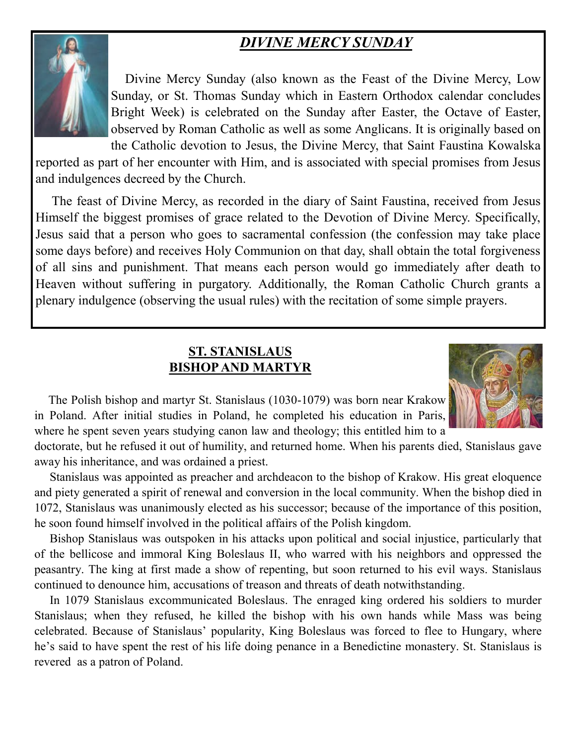## *DIVINE MERCY SUNDAY*

Divine Mercy Sunday (also known as the Feast of the Divine Mercy, Low Sunday, or St. Thomas Sunday which in Eastern Orthodox calendar concludes Bright Week) is celebrated on the Sunday after Easter, the Octave of Easter, observed by Roman Catholic as well as some Anglicans. It is originally based on the Catholic devotion to Jesus, the Divine Mercy, that Saint Faustina Kowalska reported as part of her encounter with Him, and is associated with special promises from Jesus and indulgences decreed by the Church.

The feast of Divine Mercy, as recorded in the diary of Saint Faustina, received from Jesus Himself the biggest promises of grace related to the Devotion of Divine Mercy. Specifically, Jesus said that a person who goes to sacramental confession (the confession may take place some days before) and receives Holy Communion on that day, shall obtain the total forgiveness of all sins and punishment. That means each person would go immediately after death to Heaven without suffering in purgatory. Additionally, the Roman Catholic Church grants a plenary indulgence (observing the usual rules) with the recitation of some simple prayers.

## ST. STANISLAUS BISHOP AND MARTYR

The Polish bishop and martyr St. Stanislaus (1030-1079) was born near Krakow in Poland. After initial studies in Poland, he completed his education in Paris, where he spent seven years studying canon law and theology; this entitled him to a doctorate, but he refused it out of humility, and returned home. When his parents died, Stanislaus gave away his inheritance, and was ordained a priest.

Stanislaus was appointed as preacher and archdeacon to the bishop of Krakow. His great eloquence and piety generated a spirit of renewal and conversion in the local community. When the bishop died in 1072, Stanislaus was unanimously elected as his successor; because of the importance of this position, he soon found himself involved in the political affairs of the Polish kingdom.

Bishop Stanislaus was outspoken in his attacks upon political and social injustice, particularly that of the bellicose and immoral King Boleslaus II, who warred with his neighbors and oppressed the peasantry. The king at first made a show of repenting, but soon returned to his evil ways. Stanislaus continued to denounce him, accusations of treason and threats of death notwithstanding.

In 1079 Stanislaus excommunicated Boleslaus. The enraged king ordered his soldiers to murder Stanislaus; when they refused, he killed the bishop with his own hands while Mass was being celebrated. Because of Stanislaus' popularity, King Boleslaus was forced to flee to Hungary, where he's said to have spent the rest of his life doing penance in a Benedictine monastery. St. Stanislaus is revered as a patron of Poland.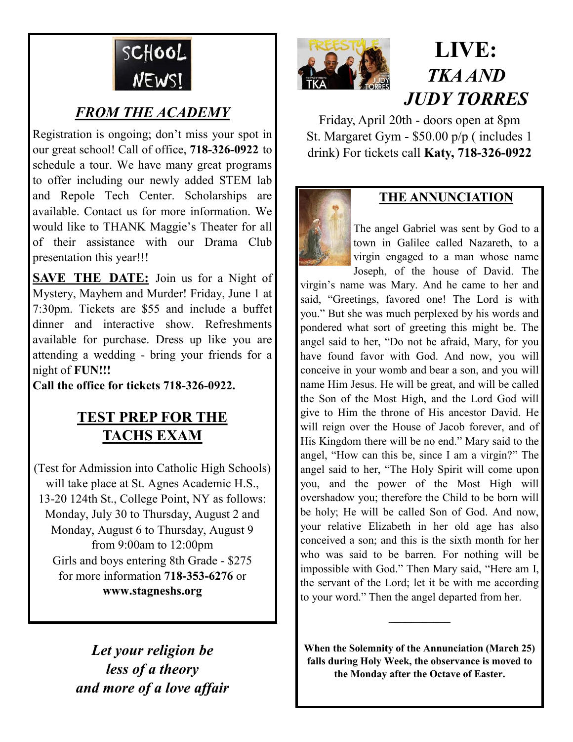## SCHOOL NEWS!

### *FROM THE ACADEMY*

Registration is ongoing; don't miss your spot in our great school! Call of office, **718-326-0922** to schedule a tour. We have many great programs to offer including our newly added STEM lab and Repole Tech Center. Scholarships are available. Contact us for more information. We would like to THANK Maggie's Theater for all of their assistance with our Drama Club presentation this year!!!

**SAVE THE DATE:** Join us for a Night of Mystery, Mayhem and Murder! Friday, June 1 at 7:30pm. Tickets are $55 and include a buffet dinner and interactive show. Refreshments available for purchase. Dress up like you are attending a wedding - bring your friends for a night of **FUN!!!**

**Call the office for tickets 718-326-0922.**

### TEST PREP FOR THE TACHS EXAM

(Test for Admission into Catholic High Schools) will take place at St. Agnes Academic H.S., 13-20 124th St., College Point, NY as follows:
Monday, July 30 to Thursday, August 2 and Monday, August 6 to Thursday, August 9 from 9:00am to 12:00pm
Girls and boys entering 8th Grade - $275
for more information **718-353-6276** or **www.stagneshs.org**

*Let your religion be less of a theory and more of a love affair*

## LIVE: *TKA AND JUDY TORRES*

Friday, April 20th - doors open at 8pm
St. Margaret Gym - $50.00 p/p ( includes 1 drink) For tickets call **Katy, 718-326-0922**

### THE ANNUNCIATION

The angel Gabriel was sent by God to a town in Galilee called Nazareth, to a virgin engaged to a man whose name Joseph, of the house of David. The virgin's name was Mary. And he came to her and said, "Greetings, favored one! The Lord is with you." But she was much perplexed by his words and pondered what sort of greeting this might be. The angel said to her, "Do not be afraid, Mary, for you have found favor with God. And now, you will conceive in your womb and bear a son, and you will name Him Jesus. He will be great, and will be called the Son of the Most High, and the Lord God will give to Him the throne of His ancestor David. He will reign over the House of Jacob forever, and of His Kingdom there will be no end." Mary said to the angel, "How can this be, since I am a virgin?" The angel said to her, "The Holy Spirit will come upon you, and the power of the Most High will overshadow you; therefore the Child to be born will be holy; He will be called Son of God. And now, your relative Elizabeth in her old age has also conceived a son; and this is the sixth month for her who was said to be barren. For nothing will be impossible with God." Then Mary said, "Here am I, the servant of the Lord; let it be with me according to your word." Then the angel departed from her.

---

**When the Solemnity of the Annunciation (March 25) falls during Holy Week, the observance is moved to the Monday after the Octave of Easter.**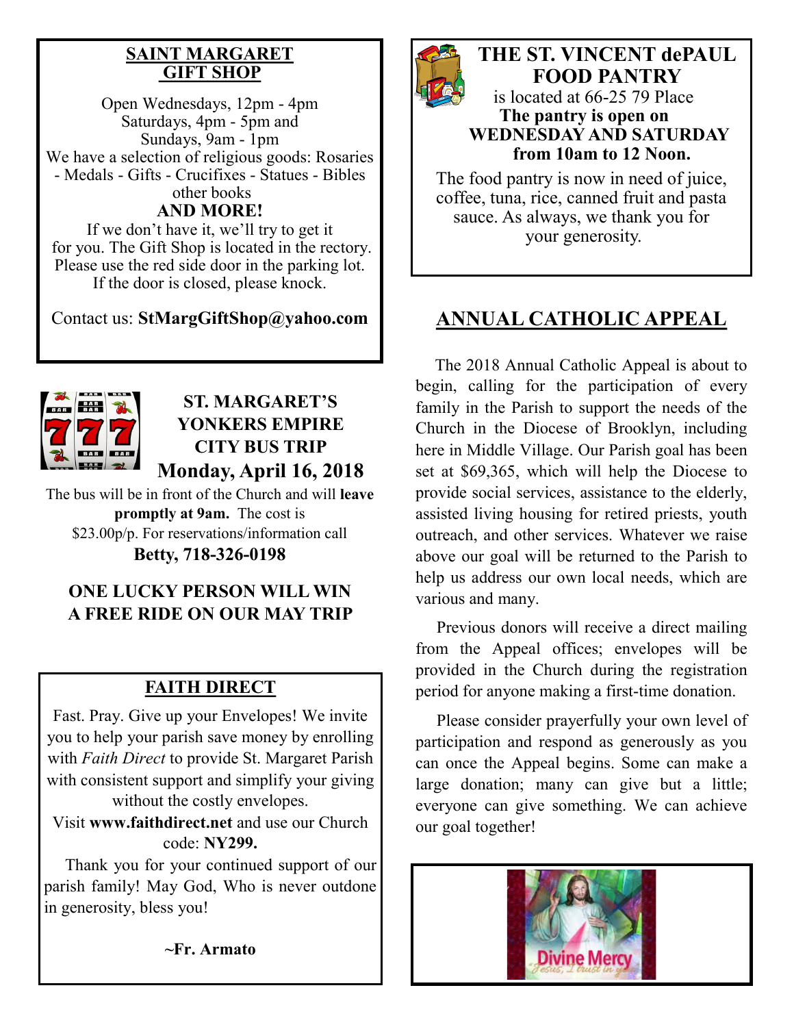## SAINT MARGARET GIFT SHOP

Open Wednesdays, 12pm - 4pm
Saturdays, 4pm - 5pm and
Sundays, 9am - 1pm
We have a selection of religious goods: Rosaries - Medals - Gifts - Crucifixes - Statues - Bibles other books

**AND MORE!**

If we don't have it, we'll try to get it for you. The Gift Shop is located in the rectory. Please use the red side door in the parking lot. If the door is closed, please knock.

Contact us: **StMargGiftShop@yahoo.com**

## ST. MARGARET'S YONKERS EMPIRE CITY BUS TRIP

**Monday, April 16, 2018**

The bus will be in front of the Church and will **leave promptly at 9am.** The cost is $23.00p/p. For reservations/information call

**Betty, 718-326-0198**

**ONE LUCKY PERSON WILL WIN A FREE RIDE ON OUR MAY TRIP**

## FAITH DIRECT

Fast. Pray. Give up your Envelopes! We invite you to help your parish save money by enrolling with *Faith Direct* to provide St. Margaret Parish with consistent support and simplify your giving without the costly envelopes.

Visit **www.faithdirect.net** and use our Church code: **NY299.**

Thank you for your continued support of our parish family! May God, Who is never outdone in generosity, bless you!

**~Fr. Armato**

## THE ST. VINCENT dePAUL FOOD PANTRY

is located at 66-25 79 Place

**The pantry is open on WEDNESDAY AND SATURDAY from 10am to 12 Noon.**

The food pantry is now in need of juice, coffee, tuna, rice, canned fruit and pasta sauce. As always, we thank you for your generosity.

## ANNUAL CATHOLIC APPEAL

The 2018 Annual Catholic Appeal is about to begin, calling for the participation of every family in the Parish to support the needs of the Church in the Diocese of Brooklyn, including here in Middle Village. Our Parish goal has been set at $69,365, which will help the Diocese to provide social services, assistance to the elderly, assisted living housing for retired priests, youth outreach, and other services. Whatever we raise above our goal will be returned to the Parish to help us address our own local needs, which are various and many.

Previous donors will receive a direct mailing from the Appeal offices; envelopes will be provided in the Church during the registration period for anyone making a first-time donation.

Please consider prayerfully your own level of participation and respond as generously as you can once the Appeal begins. Some can make a large donation; many can give but a little; everyone can give something. We can achieve our goal together!

Divine Mercy

Jesus, I trust in you